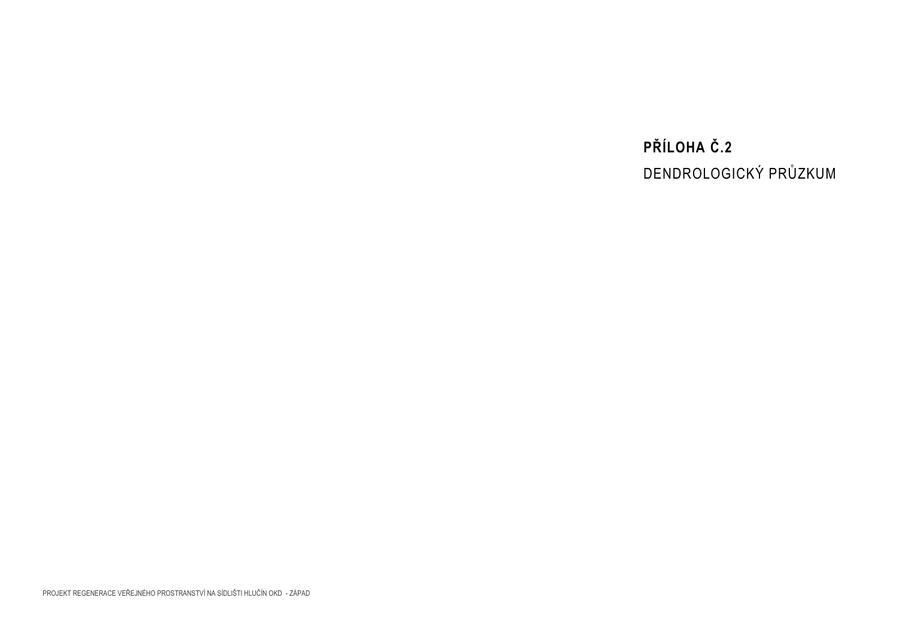# PŘÍLOHA Č.2

DENDROLOGICKÝ PRŮZKUM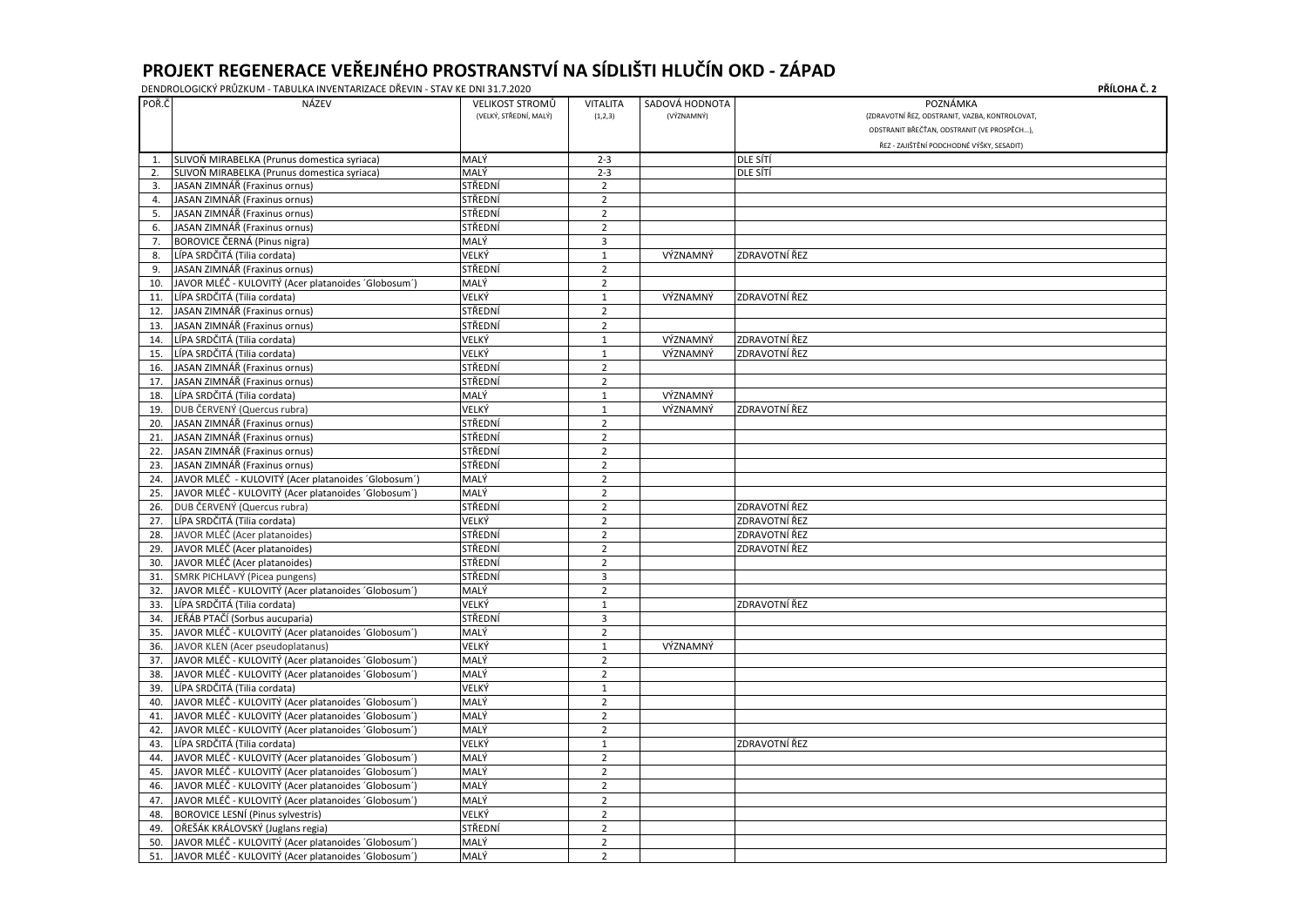# PROJEKT REGENERACE VEŘEJNÉHO PROSTRANSTVÍ NA SÍDLIŠTI HLUČÍN OKD - ZÁPAD

DENDROLOGICKÝ PRŮZKUM - TABULKA INVENTARIZACE DŘEVIN - STAV KE DNI 31.7.2020

**PŘÍLOHA Č. 2**

| POŘ.Č | NÁZEV | VELIKOST STROMŮ (VELKÝ, STŘEDNÍ, MALÝ) | VITALITA (1,2,3) | SADOVÁ HODNOTA (VÝZNAMNÝ) | POZNÁMKA (ZDRAVOTNÍ ŘEZ, ODSTRANIT, VAZBA, KONTROLOVAT, ODSTRANIT BŘEČŤAN, ODSTRANIT (VE PROSPĚCH...), ŘEZ - ZAJIŠTĚNÍ PODCHODNÉ VÝŠKY, SESADIT) |
|---|---|---|---|---|---|
| 1. | SLIVOŇ MIRABELKA (Prunus domestica syriaca) | MALÝ | 2-3 | | DLE SÍTÍ |
| 2. | SLIVOŇ MIRABELKA (Prunus domestica syriaca) | MALÝ | 2-3 | | DLE SÍTÍ |
| 3. | JASAN ZIMNÁŘ (Fraxinus ornus) | STŘEDNÍ | 2 | | |
| 4. | JASAN ZIMNÁŘ (Fraxinus ornus) | STŘEDNÍ | 2 | | |
| 5. | JASAN ZIMNÁŘ (Fraxinus ornus) | STŘEDNÍ | 2 | | |
| 6. | JASAN ZIMNÁŘ (Fraxinus ornus) | STŘEDNÍ | 2 | | |
| 7. | BOROVICE ČERNÁ (Pinus nigra) | MALÝ | 3 | | |
| 8. | LÍPA SRDČITÁ (Tilia cordata) | VELKÝ | 1 | VÝZNAMNÝ | ZDRAVOTNÍ ŘEZ |
| 9. | JASAN ZIMNÁŘ (Fraxinus ornus) | STŘEDNÍ | 2 | | |
| 10. | JAVOR MLÉČ - KULOVITÝ (Acer platanoides ´Globosum´) | MALÝ | 2 | | |
| 11. | LÍPA SRDČITÁ (Tilia cordata) | VELKÝ | 1 | VÝZNAMNÝ | ZDRAVOTNÍ ŘEZ |
| 12. | JASAN ZIMNÁŘ (Fraxinus ornus) | STŘEDNÍ | 2 | | |
| 13. | JASAN ZIMNÁŘ (Fraxinus ornus) | STŘEDNÍ | 2 | | |
| 14. | LÍPA SRDČITÁ (Tilia cordata) | VELKÝ | 1 | VÝZNAMNÝ | ZDRAVOTNÍ ŘEZ |
| 15. | LÍPA SRDČITÁ (Tilia cordata) | VELKÝ | 1 | VÝZNAMNÝ | ZDRAVOTNÍ ŘEZ |
| 16. | JASAN ZIMNÁŘ (Fraxinus ornus) | STŘEDNÍ | 2 | | |
| 17. | JASAN ZIMNÁŘ (Fraxinus ornus) | STŘEDNÍ | 2 | | |
| 18. | LÍPA SRDČITÁ (Tilia cordata) | MALÝ | 1 | VÝZNAMNÝ | |
| 19. | DUB ČERVENÝ (Quercus rubra) | VELKÝ | 1 | VÝZNAMNÝ | ZDRAVOTNÍ ŘEZ |
| 20. | JASAN ZIMNÁŘ (Fraxinus ornus) | STŘEDNÍ | 2 | | |
| 21. | JASAN ZIMNÁŘ (Fraxinus ornus) | STŘEDNÍ | 2 | | |
| 22. | JASAN ZIMNÁŘ (Fraxinus ornus) | STŘEDNÍ | 2 | | |
| 23. | JASAN ZIMNÁŘ (Fraxinus ornus) | STŘEDNÍ | 2 | | |
| 24. | JAVOR MLÉČ - KULOVITÝ (Acer platanoides ´Globosum´) | MALÝ | 2 | | |
| 25. | JAVOR MLÉČ - KULOVITÝ (Acer platanoides ´Globosum´) | MALÝ | 2 | | |
| 26. | DUB ČERVENÝ (Quercus rubra) | STŘEDNÍ | 2 | | ZDRAVOTNÍ ŘEZ |
| 27. | LÍPA SRDČITÁ (Tilia cordata) | VELKÝ | 2 | | ZDRAVOTNÍ ŘEZ |
| 28. | JAVOR MLÉČ (Acer platanoides) | STŘEDNÍ | 2 | | ZDRAVOTNÍ ŘEZ |
| 29. | JAVOR MLÉČ (Acer platanoides) | STŘEDNÍ | 2 | | ZDRAVOTNÍ ŘEZ |
| 30. | JAVOR MLÉČ (Acer platanoides) | STŘEDNÍ | 2 | | |
| 31. | SMRK PICHLAVÝ (Picea pungens) | STŘEDNÍ | 3 | | |
| 32. | JAVOR MLÉČ - KULOVITÝ (Acer platanoides ´Globosum´) | MALÝ | 2 | | |
| 33. | LÍPA SRDČITÁ (Tilia cordata) | VELKÝ | 1 | | ZDRAVOTNÍ ŘEZ |
| 34. | JEŘÁB PTAČÍ (Sorbus aucuparia) | STŘEDNÍ | 3 | | |
| 35. | JAVOR MLÉČ - KULOVITÝ (Acer platanoides ´Globosum´) | MALÝ | 2 | | |
| 36. | JAVOR KLEN (Acer pseudoplatanus) | VELKÝ | 1 | VÝZNAMNÝ | |
| 37. | JAVOR MLÉČ - KULOVITÝ (Acer platanoides ´Globosum´) | MALÝ | 2 | | |
| 38. | JAVOR MLÉČ - KULOVITÝ (Acer platanoides ´Globosum´) | MALÝ | 2 | | |
| 39. | LÍPA SRDČITÁ (Tilia cordata) | VELKÝ | 1 | | |
| 40. | JAVOR MLÉČ - KULOVITÝ (Acer platanoides ´Globosum´) | MALÝ | 2 | | |
| 41. | JAVOR MLÉČ - KULOVITÝ (Acer platanoides ´Globosum´) | MALÝ | 2 | | |
| 42. | JAVOR MLÉČ - KULOVITÝ (Acer platanoides ´Globosum´) | MALÝ | 2 | | |
| 43. | LÍPA SRDČITÁ (Tilia cordata) | VELKÝ | 1 | | ZDRAVOTNÍ ŘEZ |
| 44. | JAVOR MLÉČ - KULOVITÝ (Acer platanoides ´Globosum´) | MALÝ | 2 | | |
| 45. | JAVOR MLÉČ - KULOVITÝ (Acer platanoides ´Globosum´) | MALÝ | 2 | | |
| 46. | JAVOR MLÉČ - KULOVITÝ (Acer platanoides ´Globosum´) | MALÝ | 2 | | |
| 47. | JAVOR MLÉČ - KULOVITÝ (Acer platanoides ´Globosum´) | MALÝ | 2 | | |
| 48. | BOROVICE LESNÍ (Pinus sylvestris) | VELKÝ | 2 | | |
| 49. | OŘEŠÁK KRÁLOVSKÝ (Juglans regia) | STŘEDNÍ | 2 | | |
| 50. | JAVOR MLÉČ - KULOVITÝ (Acer platanoides ´Globosum´) | MALÝ | 2 | | |
| 51. | JAVOR MLÉČ - KULOVITÝ (Acer platanoides ´Globosum´) | MALÝ | 2 | | |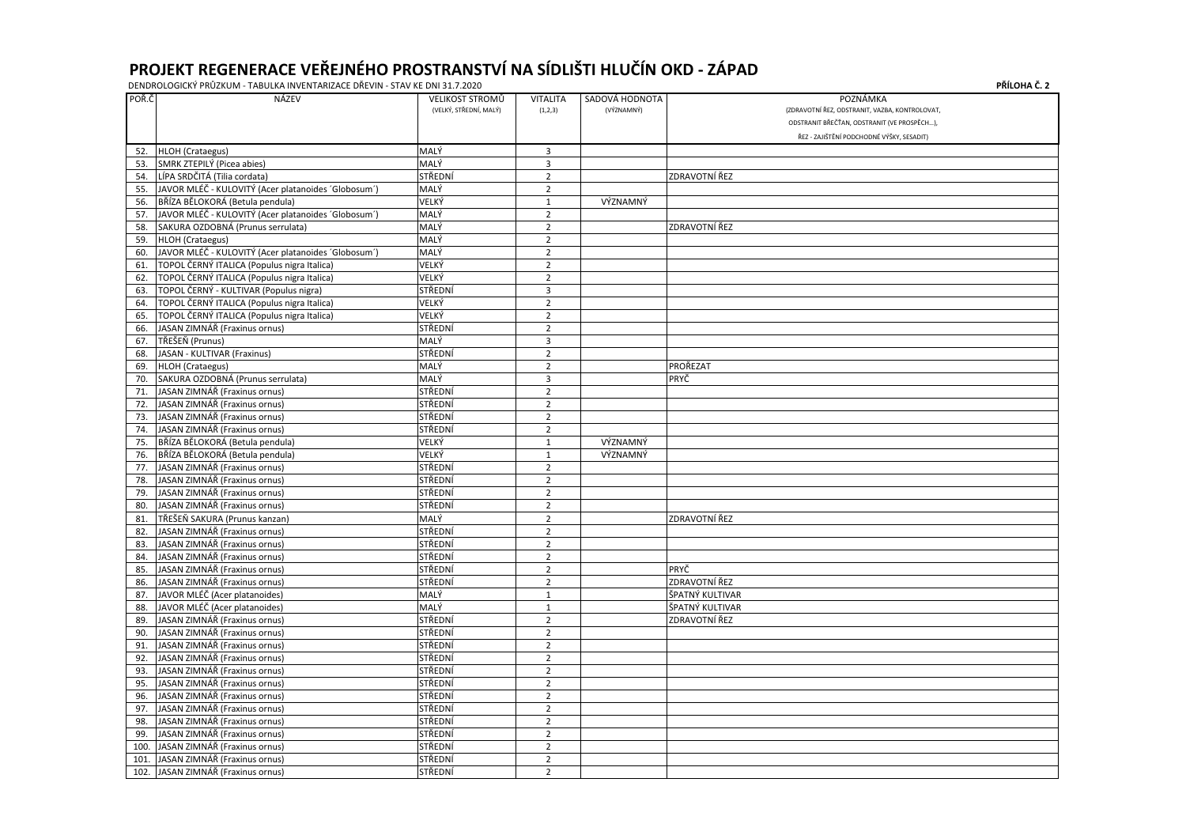# PROJEKT REGENERACE VEŘEJNÉHO PROSTRANSTVÍ NA SÍDLIŠTI HLUČÍN OKD - ZÁPAD

DENDROLOGICKÝ PRŮZKUM - TABULKA INVENTARIZACE DŘEVIN - STAV KE DNI 31.7.2020

**PŘÍLOHA Č. 2**

| POŘ.Č | NÁZEV | VELIKOST STROMŮ (VELKÝ, STŘEDNÍ, MALÝ) | VITALITA (1,2,3) | SADOVÁ HODNOTA (VÝZNAMNÝ) | POZNÁMKA (ZDRAVOTNÍ ŘEZ, ODSTRANIT, VAZBA, KONTROLOVAT, ODSTRANIT BŘEČŤAN, ODSTRANIT (VE PROSPĚCH...), ŘEZ - ZAJIŠTĚNÍ PODCHODNÉ VÝŠKY, SESADIT) |
|---|---|---|---|---|---|
| 52. | HLOH (Crataegus) | MALÝ | 3 | | |
| 53. | SMRK ZTEPILÝ (Picea abies) | MALÝ | 3 | | |
| 54. | LÍPA SRDČITÁ (Tilia cordata) | STŘEDNÍ | 2 | | ZDRAVOTNÍ ŘEZ |
| 55. | JAVOR MLÉČ - KULOVITÝ (Acer platanoides ´Globosum´) | MALÝ | 2 | | |
| 56. | BŘÍZA BĚLOKORÁ (Betula pendula) | VELKÝ | 1 | VÝZNAMNÝ | |
| 57. | JAVOR MLÉČ - KULOVITÝ (Acer platanoides ´Globosum´) | MALÝ | 2 | | |
| 58. | SAKURA OZDOBNÁ (Prunus serrulata) | MALÝ | 2 | | ZDRAVOTNÍ ŘEZ |
| 59. | HLOH (Crataegus) | MALÝ | 2 | | |
| 60. | JAVOR MLÉČ - KULOVITÝ (Acer platanoides ´Globosum´) | MALÝ | 2 | | |
| 61. | TOPOL ČERNÝ ITALICA (Populus nigra Italica) | VELKÝ | 2 | | |
| 62. | TOPOL ČERNÝ ITALICA (Populus nigra Italica) | VELKÝ | 2 | | |
| 63. | TOPOL ČERNÝ - KULTIVAR (Populus nigra) | STŘEDNÍ | 3 | | |
| 64. | TOPOL ČERNÝ ITALICA (Populus nigra Italica) | VELKÝ | 2 | | |
| 65. | TOPOL ČERNÝ ITALICA (Populus nigra Italica) | VELKÝ | 2 | | |
| 66. | JASAN ZIMNÁŘ (Fraxinus ornus) | STŘEDNÍ | 2 | | |
| 67. | TŘEŠEŇ (Prunus) | MALÝ | 3 | | |
| 68. | JASAN - KULTIVAR (Fraxinus) | STŘEDNÍ | 2 | | |
| 69. | HLOH (Crataegus) | MALÝ | 2 | | PROŘEZAT |
| 70. | SAKURA OZDOBNÁ (Prunus serrulata) | MALÝ | 3 | | PRYČ |
| 71. | JASAN ZIMNÁŘ (Fraxinus ornus) | STŘEDNÍ | 2 | | |
| 72. | JASAN ZIMNÁŘ (Fraxinus ornus) | STŘEDNÍ | 2 | | |
| 73. | JASAN ZIMNÁŘ (Fraxinus ornus) | STŘEDNÍ | 2 | | |
| 74. | JASAN ZIMNÁŘ (Fraxinus ornus) | STŘEDNÍ | 2 | | |
| 75. | BŘÍZA BĚLOKORÁ (Betula pendula) | VELKÝ | 1 | VÝZNAMNÝ | |
| 76. | BŘÍZA BĚLOKORÁ (Betula pendula) | VELKÝ | 1 | VÝZNAMNÝ | |
| 77. | JASAN ZIMNÁŘ (Fraxinus ornus) | STŘEDNÍ | 2 | | |
| 78. | JASAN ZIMNÁŘ (Fraxinus ornus) | STŘEDNÍ | 2 | | |
| 79. | JASAN ZIMNÁŘ (Fraxinus ornus) | STŘEDNÍ | 2 | | |
| 80. | JASAN ZIMNÁŘ (Fraxinus ornus) | STŘEDNÍ | 2 | | |
| 81. | TŘEŠEŇ SAKURA (Prunus kanzan) | MALÝ | 2 | | ZDRAVOTNÍ ŘEZ |
| 82. | JASAN ZIMNÁŘ (Fraxinus ornus) | STŘEDNÍ | 2 | | |
| 83. | JASAN ZIMNÁŘ (Fraxinus ornus) | STŘEDNÍ | 2 | | |
| 84. | JASAN ZIMNÁŘ (Fraxinus ornus) | STŘEDNÍ | 2 | | |
| 85. | JASAN ZIMNÁŘ (Fraxinus ornus) | STŘEDNÍ | 2 | | PRYČ |
| 86. | JASAN ZIMNÁŘ (Fraxinus ornus) | STŘEDNÍ | 2 | | ZDRAVOTNÍ ŘEZ |
| 87. | JAVOR MLÉČ (Acer platanoides) | MALÝ | 1 | | ŠPATNÝ KULTIVAR |
| 88. | JAVOR MLÉČ (Acer platanoides) | MALÝ | 1 | | ŠPATNÝ KULTIVAR |
| 89. | JASAN ZIMNÁŘ (Fraxinus ornus) | STŘEDNÍ | 2 | | ZDRAVOTNÍ ŘEZ |
| 90. | JASAN ZIMNÁŘ (Fraxinus ornus) | STŘEDNÍ | 2 | | |
| 91. | JASAN ZIMNÁŘ (Fraxinus ornus) | STŘEDNÍ | 2 | | |
| 92. | JASAN ZIMNÁŘ (Fraxinus ornus) | STŘEDNÍ | 2 | | |
| 93. | JASAN ZIMNÁŘ (Fraxinus ornus) | STŘEDNÍ | 2 | | |
| 95. | JASAN ZIMNÁŘ (Fraxinus ornus) | STŘEDNÍ | 2 | | |
| 96. | JASAN ZIMNÁŘ (Fraxinus ornus) | STŘEDNÍ | 2 | | |
| 97. | JASAN ZIMNÁŘ (Fraxinus ornus) | STŘEDNÍ | 2 | | |
| 98. | JASAN ZIMNÁŘ (Fraxinus ornus) | STŘEDNÍ | 2 | | |
| 99. | JASAN ZIMNÁŘ (Fraxinus ornus) | STŘEDNÍ | 2 | | |
| 100. | JASAN ZIMNÁŘ (Fraxinus ornus) | STŘEDNÍ | 2 | | |
| 101. | JASAN ZIMNÁŘ (Fraxinus ornus) | STŘEDNÍ | 2 | | |
| 102. | JASAN ZIMNÁŘ (Fraxinus ornus) | STŘEDNÍ | 2 | | |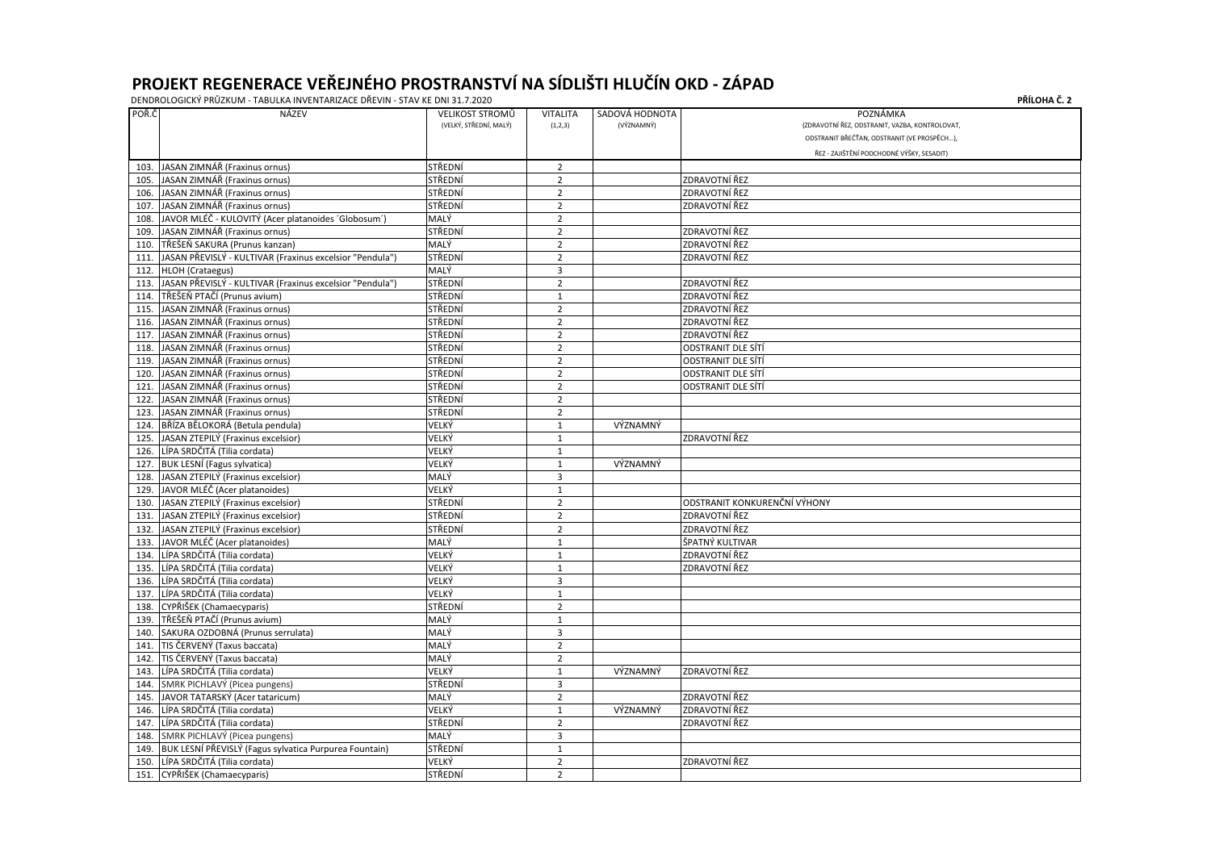# PROJEKT REGENERACE VEŘEJNÉHO PROSTRANSTVÍ NA SÍDLIŠTI HLUČÍN OKD - ZÁPAD

DENDROLOGICKÝ PRŮZKUM - TABULKA INVENTARIZACE DŘEVIN - STAV KE DNI 31.7.2020

**PŘÍLOHA Č. 2**

| POŘ.Č | NÁZEV | VELIKOST STROMŮ (VELKÝ, STŘEDNÍ, MALÝ) | VITALITA (1,2,3) | SADOVÁ HODNOTA (VÝZNAMNÝ) | POZNÁMKA (ZDRAVOTNÍ ŘEZ, ODSTRANIT, VAZBA, KONTROLOVAT, ODSTRANIT BŘEČŤAN, ODSTRANIT (VE PROSPĚCH...), ŘEZ - ZAJIŠTĚNÍ PODCHODNÉ VÝŠKY, SESADIT) |
|---|---|---|---|---|---|
| 103. | JASAN ZIMNÁŘ (Fraxinus ornus) | STŘEDNÍ | 2 | | |
| 105. | JASAN ZIMNÁŘ (Fraxinus ornus) | STŘEDNÍ | 2 | | ZDRAVOTNÍ ŘEZ |
| 106. | JASAN ZIMNÁŘ (Fraxinus ornus) | STŘEDNÍ | 2 | | ZDRAVOTNÍ ŘEZ |
| 107. | JASAN ZIMNÁŘ (Fraxinus ornus) | STŘEDNÍ | 2 | | ZDRAVOTNÍ ŘEZ |
| 108. | JAVOR MLÉČ - KULOVITÝ (Acer platanoides ´Globosum´) | MALÝ | 2 | | |
| 109. | JASAN ZIMNÁŘ (Fraxinus ornus) | STŘEDNÍ | 2 | | ZDRAVOTNÍ ŘEZ |
| 110. | TŘEŠEŇ SAKURA (Prunus kanzan) | MALÝ | 2 | | ZDRAVOTNÍ ŘEZ |
| 111. | JASAN PŘEVISLÝ - KULTIVAR (Fraxinus excelsior "Pendula") | STŘEDNÍ | 2 | | ZDRAVOTNÍ ŘEZ |
| 112. | HLOH (Crataegus) | MALÝ | 3 | | |
| 113. | JASAN PŘEVISLÝ - KULTIVAR (Fraxinus excelsior "Pendula") | STŘEDNÍ | 2 | | ZDRAVOTNÍ ŘEZ |
| 114. | TŘEŠEŇ PTAČÍ (Prunus avium) | STŘEDNÍ | 1 | | ZDRAVOTNÍ ŘEZ |
| 115. | JASAN ZIMNÁŘ (Fraxinus ornus) | STŘEDNÍ | 2 | | ZDRAVOTNÍ ŘEZ |
| 116. | JASAN ZIMNÁŘ (Fraxinus ornus) | STŘEDNÍ | 2 | | ZDRAVOTNÍ ŘEZ |
| 117. | JASAN ZIMNÁŘ (Fraxinus ornus) | STŘEDNÍ | 2 | | ZDRAVOTNÍ ŘEZ |
| 118. | JASAN ZIMNÁŘ (Fraxinus ornus) | STŘEDNÍ | 2 | | ODSTRANIT DLE SÍTÍ |
| 119. | JASAN ZIMNÁŘ (Fraxinus ornus) | STŘEDNÍ | 2 | | ODSTRANIT DLE SÍTÍ |
| 120. | JASAN ZIMNÁŘ (Fraxinus ornus) | STŘEDNÍ | 2 | | ODSTRANIT DLE SÍTÍ |
| 121. | JASAN ZIMNÁŘ (Fraxinus ornus) | STŘEDNÍ | 2 | | ODSTRANIT DLE SÍTÍ |
| 122. | JASAN ZIMNÁŘ (Fraxinus ornus) | STŘEDNÍ | 2 | | |
| 123. | JASAN ZIMNÁŘ (Fraxinus ornus) | STŘEDNÍ | 2 | | |
| 124. | BŘÍZA BĚLOKORÁ (Betula pendula) | VELKÝ | 1 | VÝZNAMNÝ | |
| 125. | JASAN ZTEPILÝ (Fraxinus excelsior) | VELKÝ | 1 | | ZDRAVOTNÍ ŘEZ |
| 126. | LÍPA SRDČITÁ (Tilia cordata) | VELKÝ | 1 | | |
| 127. | BUK LESNÍ (Fagus sylvatica) | VELKÝ | 1 | VÝZNAMNÝ | |
| 128. | JASAN ZTEPILÝ (Fraxinus excelsior) | MALÝ | 3 | | |
| 129. | JAVOR MLÉČ (Acer platanoides) | VELKÝ | 1 | | |
| 130. | JASAN ZTEPILÝ (Fraxinus excelsior) | STŘEDNÍ | 2 | | ODSTRANIT KONKURENČNÍ VÝHONY |
| 131. | JASAN ZTEPILÝ (Fraxinus excelsior) | STŘEDNÍ | 2 | | ZDRAVOTNÍ ŘEZ |
| 132. | JASAN ZTEPILÝ (Fraxinus excelsior) | STŘEDNÍ | 2 | | ZDRAVOTNÍ ŘEZ |
| 133. | JAVOR MLÉČ (Acer platanoides) | MALÝ | 1 | | ŠPATNÝ KULTIVAR |
| 134. | LÍPA SRDČITÁ (Tilia cordata) | VELKÝ | 1 | | ZDRAVOTNÍ ŘEZ |
| 135. | LÍPA SRDČITÁ (Tilia cordata) | VELKÝ | 1 | | ZDRAVOTNÍ ŘEZ |
| 136. | LÍPA SRDČITÁ (Tilia cordata) | VELKÝ | 3 | | |
| 137. | LÍPA SRDČITÁ (Tilia cordata) | VELKÝ | 1 | | |
| 138. | CYPŘIŠEK (Chamaecyparis) | STŘEDNÍ | 2 | | |
| 139. | TŘEŠEŇ PTAČÍ (Prunus avium) | MALÝ | 1 | | |
| 140. | SAKURA OZDOBNÁ (Prunus serrulata) | MALÝ | 3 | | |
| 141. | TIS ČERVENÝ (Taxus baccata) | MALÝ | 2 | | |
| 142. | TIS ČERVENÝ (Taxus baccata) | MALÝ | 2 | | |
| 143. | LÍPA SRDČITÁ (Tilia cordata) | VELKÝ | 1 | VÝZNAMNÝ | ZDRAVOTNÍ ŘEZ |
| 144. | SMRK PICHLAVÝ (Picea pungens) | STŘEDNÍ | 3 | | |
| 145. | JAVOR TATARSKÝ (Acer tataricum) | MALÝ | 2 | | ZDRAVOTNÍ ŘEZ |
| 146. | LÍPA SRDČITÁ (Tilia cordata) | VELKÝ | 1 | VÝZNAMNÝ | ZDRAVOTNÍ ŘEZ |
| 147. | LÍPA SRDČITÁ (Tilia cordata) | STŘEDNÍ | 2 | | ZDRAVOTNÍ ŘEZ |
| 148. | SMRK PICHLAVÝ (Picea pungens) | MALÝ | 3 | | |
| 149. | BUK LESNÍ PŘEVISLÝ (Fagus sylvatica Purpurea Fountain) | STŘEDNÍ | 1 | | |
| 150. | LÍPA SRDČITÁ (Tilia cordata) | VELKÝ | 2 | | ZDRAVOTNÍ ŘEZ |
| 151. | CYPŘIŠEK (Chamaecyparis) | STŘEDNÍ | 2 | | |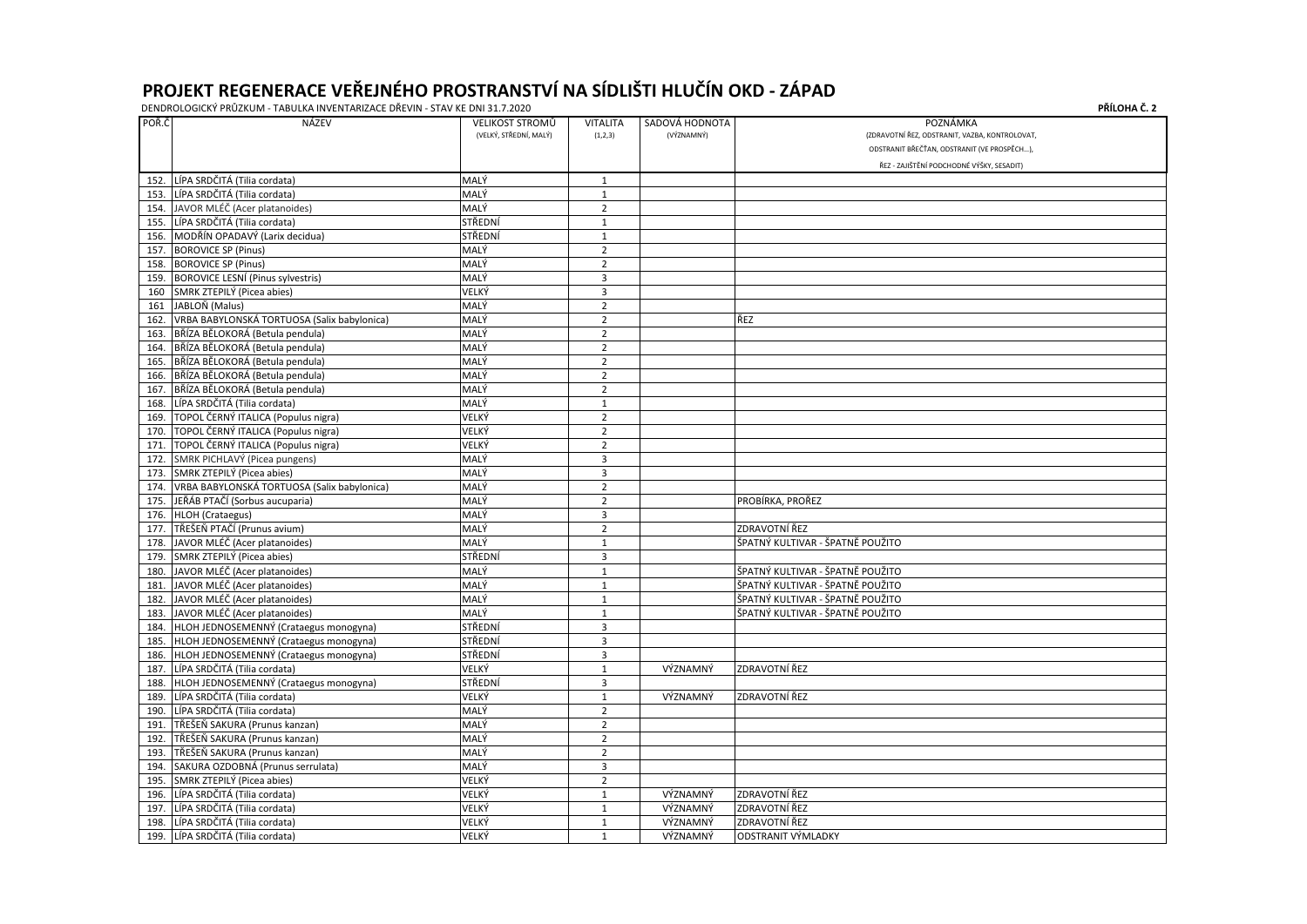# PROJEKT REGENERACE VEŘEJNÉHO PROSTRANSTVÍ NA SÍDLIŠTI HLUČÍN OKD - ZÁPAD

DENDROLOGICKÝ PRŮZKUM - TABULKA INVENTARIZACE DŘEVIN - STAV KE DNI 31.7.2020

**PŘÍLOHA Č. 2**

| POŘ.Č | NÁZEV | VELIKOST STROMŮ (VELKÝ, STŘEDNÍ, MALÝ) | VITALITA (1,2,3) | SADOVÁ HODNOTA (VÝZNAMNÝ) | POZNÁMKA (ZDRAVOTNÍ ŘEZ, ODSTRANIT, VAZBA, KONTROLOVAT, ODSTRANIT BŘEČŤAN, ODSTRANIT (VE PROSPĚCH...), ŘEZ - ZAJIŠTĚNÍ PODCHODNÉ VÝŠKY, SESADIT) |
|---|---|---|---|---|---|
| 152. | LÍPA SRDČITÁ (Tilia cordata) | MALÝ | 1 | | |
| 153. | LÍPA SRDČITÁ (Tilia cordata) | MALÝ | 1 | | |
| 154. | JAVOR MLÉČ (Acer platanoides) | MALÝ | 2 | | |
| 155. | LÍPA SRDČITÁ (Tilia cordata) | STŘEDNÍ | 1 | | |
| 156. | MODŘÍN OPADAVÝ (Larix decidua) | STŘEDNÍ | 1 | | |
| 157. | BOROVICE SP (Pinus) | MALÝ | 2 | | |
| 158. | BOROVICE SP (Pinus) | MALÝ | 2 | | |
| 159. | BOROVICE LESNÍ (Pinus sylvestris) | MALÝ | 3 | | |
| 160 | SMRK ZTEPILÝ (Picea abies) | VELKÝ | 3 | | |
| 161 | JABLOŇ (Malus) | MALÝ | 2 | | |
| 162. | VRBA BABYLONSKÁ TORTUOSA (Salix babylonica) | MALÝ | 2 | | ŘEZ |
| 163. | BŘÍZA BĚLOKORÁ (Betula pendula) | MALÝ | 2 | | |
| 164. | BŘÍZA BĚLOKORÁ (Betula pendula) | MALÝ | 2 | | |
| 165. | BŘÍZA BĚLOKORÁ (Betula pendula) | MALÝ | 2 | | |
| 166. | BŘÍZA BĚLOKORÁ (Betula pendula) | MALÝ | 2 | | |
| 167. | BŘÍZA BĚLOKORÁ (Betula pendula) | MALÝ | 2 | | |
| 168. | LÍPA SRDČITÁ (Tilia cordata) | MALÝ | 1 | | |
| 169. | TOPOL ČERNÝ ITALICA (Populus nigra) | VELKÝ | 2 | | |
| 170. | TOPOL ČERNÝ ITALICA (Populus nigra) | VELKÝ | 2 | | |
| 171. | TOPOL ČERNÝ ITALICA (Populus nigra) | VELKÝ | 2 | | |
| 172. | SMRK PICHLAVÝ (Picea pungens) | MALÝ | 3 | | |
| 173. | SMRK ZTEPILÝ (Picea abies) | MALÝ | 3 | | |
| 174. | VRBA BABYLONSKÁ TORTUOSA (Salix babylonica) | MALÝ | 2 | | |
| 175. | JEŘÁB PTAČÍ (Sorbus aucuparia) | MALÝ | 2 | | PROBÍRKA, PROŘEZ |
| 176. | HLOH (Crataegus) | MALÝ | 3 | | |
| 177. | TŘEŠEŇ PTAČÍ (Prunus avium) | MALÝ | 2 | | ZDRAVOTNÍ ŘEZ |
| 178. | JAVOR MLÉČ (Acer platanoides) | MALÝ | 1 | | ŠPATNÝ KULTIVAR - ŠPATNĚ POUŽITO |
| 179. | SMRK ZTEPILÝ (Picea abies) | STŘEDNÍ | 3 | | |
| 180. | JAVOR MLÉČ (Acer platanoides) | MALÝ | 1 | | ŠPATNÝ KULTIVAR - ŠPATNĚ POUŽITO |
| 181. | JAVOR MLÉČ (Acer platanoides) | MALÝ | 1 | | ŠPATNÝ KULTIVAR - ŠPATNĚ POUŽITO |
| 182. | JAVOR MLÉČ (Acer platanoides) | MALÝ | 1 | | ŠPATNÝ KULTIVAR - ŠPATNĚ POUŽITO |
| 183. | JAVOR MLÉČ (Acer platanoides) | MALÝ | 1 | | ŠPATNÝ KULTIVAR - ŠPATNĚ POUŽITO |
| 184. | HLOH JEDNOSEMENNÝ (Crataegus monogyna) | STŘEDNÍ | 3 | | |
| 185. | HLOH JEDNOSEMENNÝ (Crataegus monogyna) | STŘEDNÍ | 3 | | |
| 186. | HLOH JEDNOSEMENNÝ (Crataegus monogyna) | STŘEDNÍ | 3 | | |
| 187. | LÍPA SRDČITÁ (Tilia cordata) | VELKÝ | 1 | VÝZNAMNÝ | ZDRAVOTNÍ ŘEZ |
| 188. | HLOH JEDNOSEMENNÝ (Crataegus monogyna) | STŘEDNÍ | 3 | | |
| 189. | LÍPA SRDČITÁ (Tilia cordata) | VELKÝ | 1 | VÝZNAMNÝ | ZDRAVOTNÍ ŘEZ |
| 190. | LÍPA SRDČITÁ (Tilia cordata) | MALÝ | 2 | | |
| 191. | TŘEŠEŇ SAKURA (Prunus kanzan) | MALÝ | 2 | | |
| 192. | TŘEŠEŇ SAKURA (Prunus kanzan) | MALÝ | 2 | | |
| 193. | TŘEŠEŇ SAKURA (Prunus kanzan) | MALÝ | 2 | | |
| 194. | SAKURA OZDOBNÁ (Prunus serrulata) | MALÝ | 3 | | |
| 195. | SMRK ZTEPILÝ (Picea abies) | VELKÝ | 2 | | |
| 196. | LÍPA SRDČITÁ (Tilia cordata) | VELKÝ | 1 | VÝZNAMNÝ | ZDRAVOTNÍ ŘEZ |
| 197. | LÍPA SRDČITÁ (Tilia cordata) | VELKÝ | 1 | VÝZNAMNÝ | ZDRAVOTNÍ ŘEZ |
| 198. | LÍPA SRDČITÁ (Tilia cordata) | VELKÝ | 1 | VÝZNAMNÝ | ZDRAVOTNÍ ŘEZ |
| 199. | LÍPA SRDČITÁ (Tilia cordata) | VELKÝ | 1 | VÝZNAMNÝ | ODSTRANIT VÝMLADKY |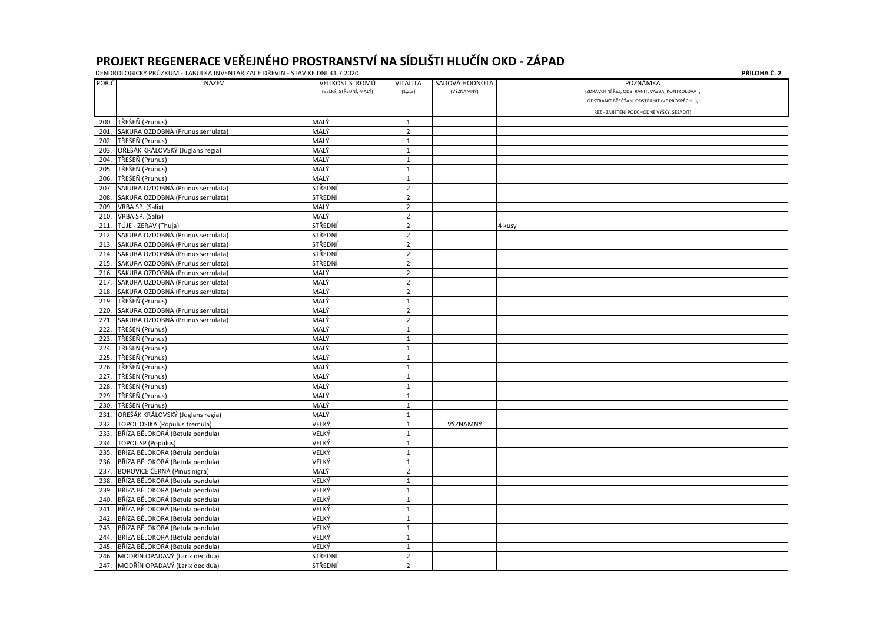# PROJEKT REGENERACE VEŘEJNÉHO PROSTRANSTVÍ NA SÍDLIŠTI HLUČÍN OKD - ZÁPAD

DENDROLOGICKÝ PRŮZKUM - TABULKA INVENTARIZACE DŘEVIN - STAV KE DNI 31.7.2020

**PŘÍLOHA Č. 2**

| POŘ.Č | NÁZEV | VELIKOST STROMŮ (VELKÝ, STŘEDNÍ, MALÝ) | VITALITA (1,2,3) | SADOVÁ HODNOTA (VÝZNAMNÝ) | POZNÁMKA (ZDRAVOTNÍ ŘEZ, ODSTRANIT, VAZBA, KONTROLOVAT, ODSTRANIT BŘEČŤAN, ODSTRANIT (VE PROSPĚCH...), ŘEZ - ZAJIŠTĚNÍ PODCHODNÉ VÝŠKY, SESADIT) |
|---|---|---|---|---|---|
| 200. | TŘEŠEŇ (Prunus) | MALÝ | 1 | | |
| 201. | SAKURA OZDOBNÁ (Prunus serrulata) | MALÝ | 2 | | |
| 202. | TŘEŠEŇ (Prunus) | MALÝ | 1 | | |
| 203. | OŘEŠÁK KRÁLOVSKÝ (Juglans regia) | MALÝ | 1 | | |
| 204. | TŘEŠEŇ (Prunus) | MALÝ | 1 | | |
| 205. | TŘEŠEŇ (Prunus) | MALÝ | 1 | | |
| 206. | TŘEŠEŇ (Prunus) | MALÝ | 1 | | |
| 207. | SAKURA OZDOBNÁ (Prunus serrulata) | STŘEDNÍ | 2 | | |
| 208. | SAKURA OZDOBNÁ (Prunus serrulata) | STŘEDNÍ | 2 | | |
| 209. | VRBA SP. (Salix) | MALÝ | 2 | | |
| 210. | VRBA SP. (Salix) | MALÝ | 2 | | |
| 211. | TÚJE - ZERAV (Thuja) | STŘEDNÍ | 2 | | 4 kusy |
| 212. | SAKURA OZDOBNÁ (Prunus serrulata) | STŘEDNÍ | 2 | | |
| 213. | SAKURA OZDOBNÁ (Prunus serrulata) | STŘEDNÍ | 2 | | |
| 214. | SAKURA OZDOBNÁ (Prunus serrulata) | STŘEDNÍ | 2 | | |
| 215. | SAKURA OZDOBNÁ (Prunus serrulata) | STŘEDNÍ | 2 | | |
| 216. | SAKURA OZDOBNÁ (Prunus serrulata) | MALÝ | 2 | | |
| 217. | SAKURA OZDOBNÁ (Prunus serrulata) | MALÝ | 2 | | |
| 218. | SAKURA OZDOBNÁ (Prunus serrulata) | MALÝ | 2 | | |
| 219. | TŘEŠEŇ (Prunus) | MALÝ | 1 | | |
| 220. | SAKURA OZDOBNÁ (Prunus serrulata) | MALÝ | 2 | | |
| 221. | SAKURA OZDOBNÁ (Prunus serrulata) | MALÝ | 2 | | |
| 222. | TŘEŠEŇ (Prunus) | MALÝ | 1 | | |
| 223. | TŘEŠEŇ (Prunus) | MALÝ | 1 | | |
| 224. | TŘEŠEŇ (Prunus) | MALÝ | 1 | | |
| 225. | TŘEŠEŇ (Prunus) | MALÝ | 1 | | |
| 226. | TŘEŠEŇ (Prunus) | MALÝ | 1 | | |
| 227. | TŘEŠEŇ (Prunus) | MALÝ | 1 | | |
| 228. | TŘEŠEŇ (Prunus) | MALÝ | 1 | | |
| 229. | TŘEŠEŇ (Prunus) | MALÝ | 1 | | |
| 230. | TŘEŠEŇ (Prunus) | MALÝ | 1 | | |
| 231. | OŘEŠÁK KRÁLOVSKÝ (Juglans regia) | MALÝ | 1 | | |
| 232. | TOPOL OSIKA (Populus tremula) | VELKÝ | 1 | VÝZNAMNÝ | |
| 233. | BŘÍZA BĚLOKORÁ (Betula pendula) | VELKÝ | 1 | | |
| 234. | TOPOL SP (Populus) | VELKÝ | 1 | | |
| 235. | BŘÍZA BĚLOKORÁ (Betula pendula) | VELKÝ | 1 | | |
| 236. | BŘÍZA BĚLOKORÁ (Betula pendula) | VELKÝ | 1 | | |
| 237. | BOROVICE ČERNÁ (Pinus nigra) | MALÝ | 2 | | |
| 238. | BŘÍZA BĚLOKORÁ (Betula pendula) | VELKÝ | 1 | | |
| 239. | BŘÍZA BĚLOKORÁ (Betula pendula) | VELKÝ | 1 | | |
| 240. | BŘÍZA BĚLOKORÁ (Betula pendula) | VELKÝ | 1 | | |
| 241. | BŘÍZA BĚLOKORÁ (Betula pendula) | VELKÝ | 1 | | |
| 242. | BŘÍZA BĚLOKORÁ (Betula pendula) | VELKÝ | 1 | | |
| 243. | BŘÍZA BĚLOKORÁ (Betula pendula) | VELKÝ | 1 | | |
| 244. | BŘÍZA BĚLOKORÁ (Betula pendula) | VELKÝ | 1 | | |
| 245. | BŘÍZA BĚLOKORÁ (Betula pendula) | VELKÝ | 1 | | |
| 246. | MODŘÍN OPADAVÝ (Larix decidua) | STŘEDNÍ | 2 | | |
| 247. | MODŘÍN OPADAVÝ (Larix decidua) | STŘEDNÍ | 2 | | |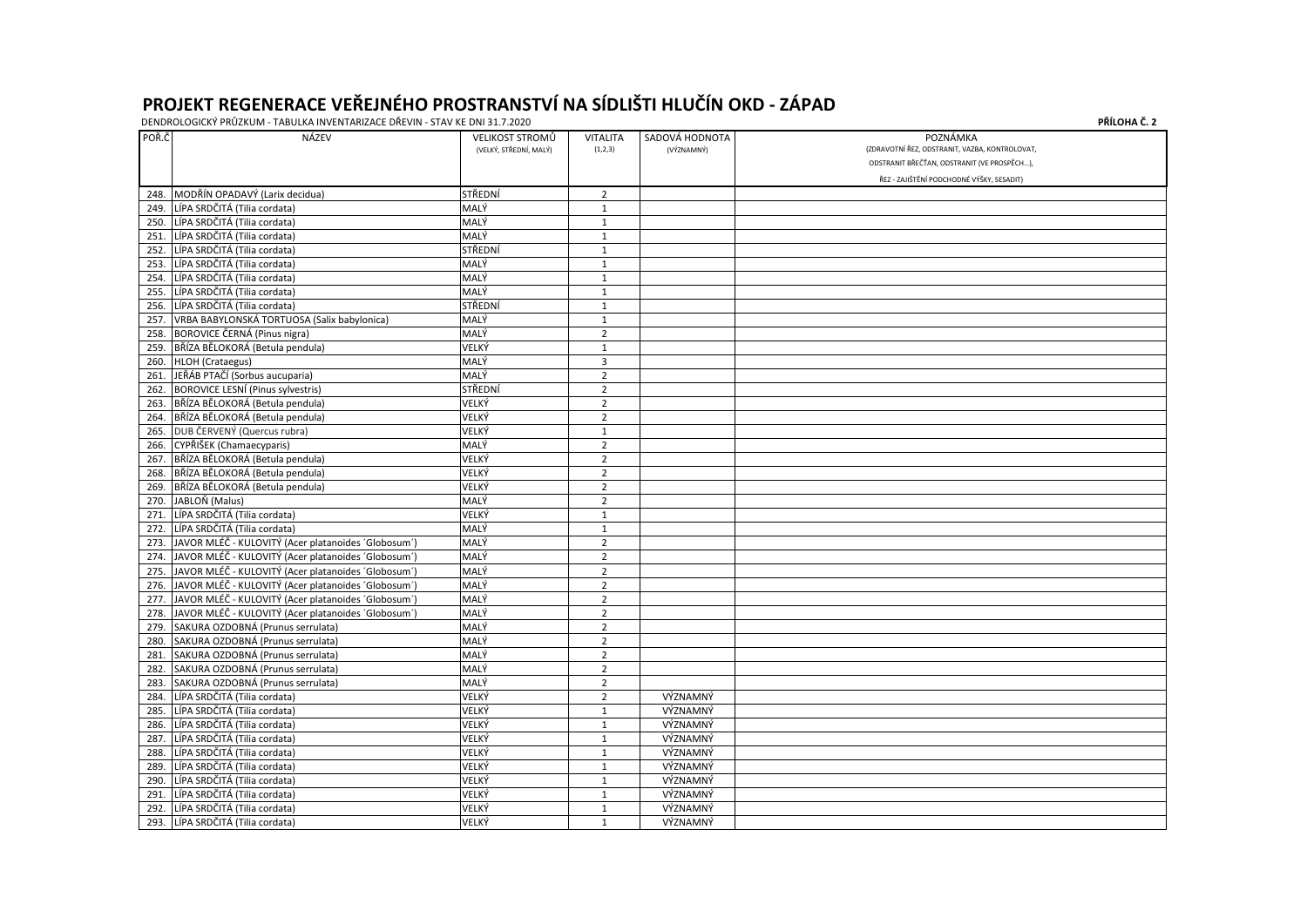# PROJEKT REGENERACE VEŘEJNÉHO PROSTRANSTVÍ NA SÍDLIŠTI HLUČÍN OKD - ZÁPAD

DENDROLOGICKÝ PRŮZKUM - TABULKA INVENTARIZACE DŘEVIN - STAV KE DNI 31.7.2020

**PŘÍLOHA Č. 2**

| POŘ.Č | NÁZEV | VELIKOST STROMŮ (VELKÝ, STŘEDNÍ, MALÝ) | VITALITA (1,2,3) | SADOVÁ HODNOTA (VÝZNAMNÝ) | POZNÁMKA (ZDRAVOTNÍ ŘEZ, ODSTRANIT, VAZBA, KONTROLOVAT, ODSTRANIT BŘEČŤAN, ODSTRANIT (VE PROSPĚCH...), ŘEZ - ZAJIŠTĚNÍ PODCHODNÉ VÝŠKY, SESADIT) |
|---|---|---|---|---|---|
| 248. | MODŘÍN OPADAVÝ (Larix decidua) | STŘEDNÍ | 2 | | |
| 249. | LÍPA SRDČITÁ (Tilia cordata) | MALÝ | 1 | | |
| 250. | LÍPA SRDČITÁ (Tilia cordata) | MALÝ | 1 | | |
| 251. | LÍPA SRDČITÁ (Tilia cordata) | MALÝ | 1 | | |
| 252. | LÍPA SRDČITÁ (Tilia cordata) | STŘEDNÍ | 1 | | |
| 253. | LÍPA SRDČITÁ (Tilia cordata) | MALÝ | 1 | | |
| 254. | LÍPA SRDČITÁ (Tilia cordata) | MALÝ | 1 | | |
| 255. | LÍPA SRDČITÁ (Tilia cordata) | MALÝ | 1 | | |
| 256. | LÍPA SRDČITÁ (Tilia cordata) | STŘEDNÍ | 1 | | |
| 257. | VRBA BABYLONSKÁ TORTUOSA (Salix babylonica) | MALÝ | 1 | | |
| 258. | BOROVICE ČERNÁ (Pinus nigra) | MALÝ | 2 | | |
| 259. | BŘÍZA BĚLOKORÁ (Betula pendula) | VELKÝ | 1 | | |
| 260. | HLOH (Crataegus) | MALÝ | 3 | | |
| 261. | JEŘÁB PTAČÍ (Sorbus aucuparia) | MALÝ | 2 | | |
| 262. | BOROVICE LESNÍ (Pinus sylvestris) | STŘEDNÍ | 2 | | |
| 263. | BŘÍZA BĚLOKORÁ (Betula pendula) | VELKÝ | 2 | | |
| 264. | BŘÍZA BĚLOKORÁ (Betula pendula) | VELKÝ | 2 | | |
| 265. | DUB ČERVENÝ (Quercus rubra) | VELKÝ | 1 | | |
| 266. | CYPŘIŠEK (Chamaecyparis) | MALÝ | 2 | | |
| 267. | BŘÍZA BĚLOKORÁ (Betula pendula) | VELKÝ | 2 | | |
| 268. | BŘÍZA BĚLOKORÁ (Betula pendula) | VELKÝ | 2 | | |
| 269. | BŘÍZA BĚLOKORÁ (Betula pendula) | VELKÝ | 2 | | |
| 270. | JABLOŇ (Malus) | MALÝ | 2 | | |
| 271. | LÍPA SRDČITÁ (Tilia cordata) | VELKÝ | 1 | | |
| 272. | LÍPA SRDČITÁ (Tilia cordata) | MALÝ | 1 | | |
| 273. | JAVOR MLÉČ - KULOVITÝ (Acer platanoides ´Globosum´) | MALÝ | 2 | | |
| 274. | JAVOR MLÉČ - KULOVITÝ (Acer platanoides ´Globosum´) | MALÝ | 2 | | |
| 275. | JAVOR MLÉČ - KULOVITÝ (Acer platanoides ´Globosum´) | MALÝ | 2 | | |
| 276. | JAVOR MLÉČ - KULOVITÝ (Acer platanoides ´Globosum´) | MALÝ | 2 | | |
| 277. | JAVOR MLÉČ - KULOVITÝ (Acer platanoides ´Globosum´) | MALÝ | 2 | | |
| 278. | JAVOR MLÉČ - KULOVITÝ (Acer platanoides ´Globosum´) | MALÝ | 2 | | |
| 279. | SAKURA OZDOBNÁ (Prunus serrulata) | MALÝ | 2 | | |
| 280. | SAKURA OZDOBNÁ (Prunus serrulata) | MALÝ | 2 | | |
| 281. | SAKURA OZDOBNÁ (Prunus serrulata) | MALÝ | 2 | | |
| 282. | SAKURA OZDOBNÁ (Prunus serrulata) | MALÝ | 2 | | |
| 283. | SAKURA OZDOBNÁ (Prunus serrulata) | MALÝ | 2 | | |
| 284. | LÍPA SRDČITÁ (Tilia cordata) | VELKÝ | 2 | VÝZNAMNÝ | |
| 285. | LÍPA SRDČITÁ (Tilia cordata) | VELKÝ | 1 | VÝZNAMNÝ | |
| 286. | LÍPA SRDČITÁ (Tilia cordata) | VELKÝ | 1 | VÝZNAMNÝ | |
| 287. | LÍPA SRDČITÁ (Tilia cordata) | VELKÝ | 1 | VÝZNAMNÝ | |
| 288. | LÍPA SRDČITÁ (Tilia cordata) | VELKÝ | 1 | VÝZNAMNÝ | |
| 289. | LÍPA SRDČITÁ (Tilia cordata) | VELKÝ | 1 | VÝZNAMNÝ | |
| 290. | LÍPA SRDČITÁ (Tilia cordata) | VELKÝ | 1 | VÝZNAMNÝ | |
| 291. | LÍPA SRDČITÁ (Tilia cordata) | VELKÝ | 1 | VÝZNAMNÝ | |
| 292. | LÍPA SRDČITÁ (Tilia cordata) | VELKÝ | 1 | VÝZNAMNÝ | |
| 293. | LÍPA SRDČITÁ (Tilia cordata) | VELKÝ | 1 | VÝZNAMNÝ | |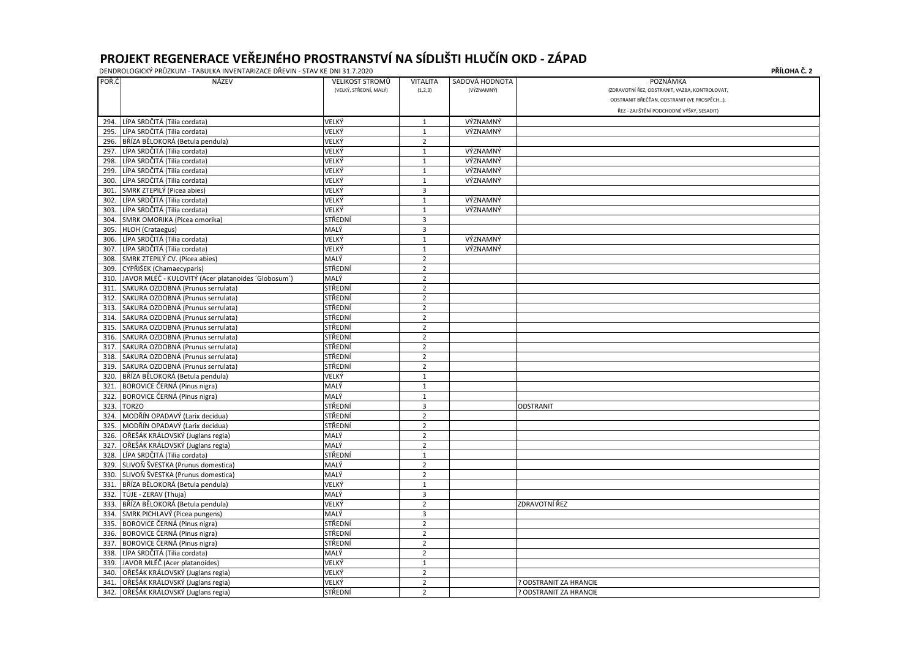# PROJEKT REGENERACE VEŘEJNÉHO PROSTRANSTVÍ NA SÍDLIŠTI HLUČÍN OKD - ZÁPAD

DENDROLOGICKÝ PRŮZKUM - TABULKA INVENTARIZACE DŘEVIN - STAV KE DNI 31.7.2020

**PŘÍLOHA Č. 2**

| POŘ.Č | NÁZEV | VELIKOST STROMŮ (VELKÝ, STŘEDNÍ, MALÝ) | VITALITA (1,2,3) | SADOVÁ HODNOTA (VÝZNAMNÝ) | POZNÁMKA (ZDRAVOTNÍ ŘEZ, ODSTRANIT, VAZBA, KONTROLOVAT, ODSTRANIT BŘEČŤAN, ODSTRANIT (VE PROSPĚCH...), ŘEZ - ZAJIŠTĚNÍ PODCHODNÉ VÝŠKY, SESADIT) |
|---|---|---|---|---|---|
| 294. | LÍPA SRDČITÁ (Tilia cordata) | VELKÝ | 1 | VÝZNAMNÝ | |
| 295. | LÍPA SRDČITÁ (Tilia cordata) | VELKÝ | 1 | VÝZNAMNÝ | |
| 296. | BŘÍZA BĚLOKORÁ (Betula pendula) | VELKÝ | 2 | | |
| 297. | LÍPA SRDČITÁ (Tilia cordata) | VELKÝ | 1 | VÝZNAMNÝ | |
| 298. | LÍPA SRDČITÁ (Tilia cordata) | VELKÝ | 1 | VÝZNAMNÝ | |
| 299. | LÍPA SRDČITÁ (Tilia cordata) | VELKÝ | 1 | VÝZNAMNÝ | |
| 300. | LÍPA SRDČITÁ (Tilia cordata) | VELKÝ | 1 | VÝZNAMNÝ | |
| 301. | SMRK ZTEPILÝ (Picea abies) | VELKÝ | 3 | | |
| 302. | LÍPA SRDČITÁ (Tilia cordata) | VELKÝ | 1 | VÝZNAMNÝ | |
| 303. | LÍPA SRDČITÁ (Tilia cordata) | VELKÝ | 1 | VÝZNAMNÝ | |
| 304. | SMRK OMORIKA (Picea omorika) | STŘEDNÍ | 3 | | |
| 305. | HLOH (Crataegus) | MALÝ | 3 | | |
| 306. | LÍPA SRDČITÁ (Tilia cordata) | VELKÝ | 1 | VÝZNAMNÝ | |
| 307. | LÍPA SRDČITÁ (Tilia cordata) | VELKÝ | 1 | VÝZNAMNÝ | |
| 308. | SMRK ZTEPILÝ CV. (Picea abies) | MALÝ | 2 | | |
| 309. | CYPŘIŠEK (Chamaecyparis) | STŘEDNÍ | 2 | | |
| 310. | JAVOR MLÉČ - KULOVITÝ (Acer platanoides ´Globosum´) | MALÝ | 2 | | |
| 311. | SAKURA OZDOBNÁ (Prunus serrulata) | STŘEDNÍ | 2 | | |
| 312. | SAKURA OZDOBNÁ (Prunus serrulata) | STŘEDNÍ | 2 | | |
| 313. | SAKURA OZDOBNÁ (Prunus serrulata) | STŘEDNÍ | 2 | | |
| 314. | SAKURA OZDOBNÁ (Prunus serrulata) | STŘEDNÍ | 2 | | |
| 315. | SAKURA OZDOBNÁ (Prunus serrulata) | STŘEDNÍ | 2 | | |
| 316. | SAKURA OZDOBNÁ (Prunus serrulata) | STŘEDNÍ | 2 | | |
| 317. | SAKURA OZDOBNÁ (Prunus serrulata) | STŘEDNÍ | 2 | | |
| 318. | SAKURA OZDOBNÁ (Prunus serrulata) | STŘEDNÍ | 2 | | |
| 319. | SAKURA OZDOBNÁ (Prunus serrulata) | STŘEDNÍ | 2 | | |
| 320. | BŘÍZA BĚLOKORÁ (Betula pendula) | VELKÝ | 1 | | |
| 321. | BOROVICE ČERNÁ (Pinus nigra) | MALÝ | 1 | | |
| 322. | BOROVICE ČERNÁ (Pinus nigra) | MALÝ | 1 | | |
| 323. | TORZO | STŘEDNÍ | 3 | | ODSTRANIT |
| 324. | MODŘÍN OPADAVÝ (Larix decidua) | STŘEDNÍ | 2 | | |
| 325. | MODŘÍN OPADAVÝ (Larix decidua) | STŘEDNÍ | 2 | | |
| 326. | OŘEŠÁK KRÁLOVSKÝ (Juglans regia) | MALÝ | 2 | | |
| 327. | OŘEŠÁK KRÁLOVSKÝ (Juglans regia) | MALÝ | 2 | | |
| 328. | LÍPA SRDČITÁ (Tilia cordata) | STŘEDNÍ | 1 | | |
| 329. | SLIVOŇ ŠVESTKA (Prunus domestica) | MALÝ | 2 | | |
| 330. | SLIVOŇ ŠVESTKA (Prunus domestica) | MALÝ | 2 | | |
| 331. | BŘÍZA BĚLOKORÁ (Betula pendula) | VELKÝ | 1 | | |
| 332. | TÚJE - ZERAV (Thuja) | MALÝ | 3 | | |
| 333. | BŘÍZA BĚLOKORÁ (Betula pendula) | VELKÝ | 2 | | ZDRAVOTNÍ ŘEZ |
| 334. | SMRK PICHLAVÝ (Picea pungens) | MALÝ | 3 | | |
| 335. | BOROVICE ČERNÁ (Pinus nigra) | STŘEDNÍ | 2 | | |
| 336. | BOROVICE ČERNÁ (Pinus nigra) | STŘEDNÍ | 2 | | |
| 337. | BOROVICE ČERNÁ (Pinus nigra) | STŘEDNÍ | 2 | | |
| 338. | LÍPA SRDČITÁ (Tilia cordata) | MALÝ | 2 | | |
| 339. | JAVOR MLÉČ (Acer platanoides) | VELKÝ | 1 | | |
| 340. | OŘEŠÁK KRÁLOVSKÝ (Juglans regia) | VELKÝ | 2 | | |
| 341. | OŘEŠÁK KRÁLOVSKÝ (Juglans regia) | VELKÝ | 2 | | ? ODSTRANIT ZA HRANCIE |
| 342. | OŘEŠÁK KRÁLOVSKÝ (Juglans regia) | STŘEDNÍ | 2 | | ? ODSTRANIT ZA HRANCIE |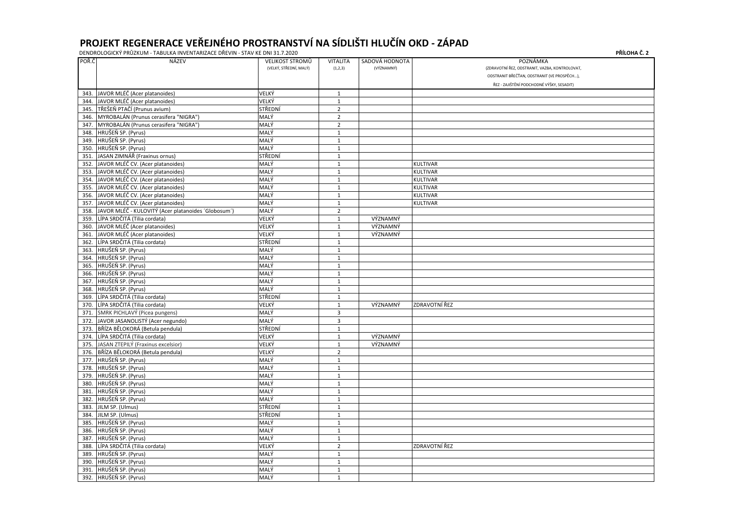# PROJEKT REGENERACE VEŘEJNÉHO PROSTRANSTVÍ NA SÍDLIŠTI HLUČÍN OKD - ZÁPAD

DENDROLOGICKÝ PRŮZKUM - TABULKA INVENTARIZACE DŘEVIN - STAV KE DNI 31.7.2020

**PŘÍLOHA Č. 2**

| POŘ.Č | NÁZEV | VELIKOST STROMŮ (VELKÝ, STŘEDNÍ, MALÝ) | VITALITA (1,2,3) | SADOVÁ HODNOTA (VÝZNAMNÝ) | POZNÁMKA (ZDRAVOTNÍ ŘEZ, ODSTRANIT, VAZBA, KONTROLOVAT, ODSTRANIT BŘEČŤAN, ODSTRANIT (VE PROSPĚCH...), ŘEZ - ZAJIŠTĚNÍ PODCHODNÉ VÝŠKY, SESADIT) |
|---|---|---|---|---|---|
| 343. | JAVOR MLÉČ (Acer platanoides) | VELKÝ | 1 | | |
| 344. | JAVOR MLÉČ (Acer platanoides) | VELKÝ | 1 | | |
| 345. | TŘEŠEŇ PTAČÍ (Prunus avium) | STŘEDNÍ | 2 | | |
| 346. | MYROBALÁN (Prunus cerasifera "NIGRA") | MALÝ | 2 | | |
| 347. | MYROBALÁN (Prunus cerasifera "NIGRA") | MALÝ | 2 | | |
| 348. | HRUŠEŇ SP. (Pyrus) | MALÝ | 1 | | |
| 349. | HRUŠEŇ SP. (Pyrus) | MALÝ | 1 | | |
| 350. | HRUŠEŇ SP. (Pyrus) | MALÝ | 1 | | |
| 351. | JASAN ZIMNÁŘ (Fraxinus ornus) | STŘEDNÍ | 1 | | |
| 352. | JAVOR MLÉČ CV. (Acer platanoides) | MALÝ | 1 | | KULTIVAR |
| 353. | JAVOR MLÉČ CV. (Acer platanoides) | MALÝ | 1 | | KULTIVAR |
| 354. | JAVOR MLÉČ CV. (Acer platanoides) | MALÝ | 1 | | KULTIVAR |
| 355. | JAVOR MLÉČ CV. (Acer platanoides) | MALÝ | 1 | | KULTIVAR |
| 356. | JAVOR MLÉČ CV. (Acer platanoides) | MALÝ | 1 | | KULTIVAR |
| 357. | JAVOR MLÉČ CV. (Acer platanoides) | MALÝ | 1 | | KULTIVAR |
| 358. | JAVOR MLÉČ - KULOVITÝ (Acer platanoides ´Globosum´) | MALÝ | 2 | | |
| 359. | LÍPA SRDČITÁ (Tilia cordata) | VELKÝ | 1 | VÝZNAMNÝ | |
| 360. | JAVOR MLÉČ (Acer platanoides) | VELKÝ | 1 | VÝZNAMNÝ | |
| 361. | JAVOR MLÉČ (Acer platanoides) | VELKÝ | 1 | VÝZNAMNÝ | |
| 362. | LÍPA SRDČITÁ (Tilia cordata) | STŘEDNÍ | 1 | | |
| 363. | HRUŠEŇ SP. (Pyrus) | MALÝ | 1 | | |
| 364. | HRUŠEŇ SP. (Pyrus) | MALÝ | 1 | | |
| 365. | HRUŠEŇ SP. (Pyrus) | MALÝ | 1 | | |
| 366. | HRUŠEŇ SP. (Pyrus) | MALÝ | 1 | | |
| 367. | HRUŠEŇ SP. (Pyrus) | MALÝ | 1 | | |
| 368. | HRUŠEŇ SP. (Pyrus) | MALÝ | 1 | | |
| 369. | LÍPA SRDČITÁ (Tilia cordata) | STŘEDNÍ | 1 | | |
| 370. | LÍPA SRDČITÁ (Tilia cordata) | VELKÝ | 1 | VÝZNAMNÝ | ZDRAVOTNÍ ŘEZ |
| 371. | SMRK PICHLAVÝ (Picea pungens) | MALÝ | 3 | | |
| 372. | JAVOR JASANOLISTÝ (Acer negundo) | MALÝ | 3 | | |
| 373. | BŘÍZA BĚLOKORÁ (Betula pendula) | STŘEDNÍ | 1 | | |
| 374. | LÍPA SRDČITÁ (Tilia cordata) | VELKÝ | 1 | VÝZNAMNÝ | |
| 375. | JASAN ZTEPILÝ (Fraxinus excelsior) | VELKÝ | 1 | VÝZNAMNÝ | |
| 376. | BŘÍZA BĚLOKORÁ (Betula pendula) | VELKÝ | 2 | | |
| 377. | HRUŠEŇ SP. (Pyrus) | MALÝ | 1 | | |
| 378. | HRUŠEŇ SP. (Pyrus) | MALÝ | 1 | | |
| 379. | HRUŠEŇ SP. (Pyrus) | MALÝ | 1 | | |
| 380. | HRUŠEŇ SP. (Pyrus) | MALÝ | 1 | | |
| 381. | HRUŠEŇ SP. (Pyrus) | MALÝ | 1 | | |
| 382. | HRUŠEŇ SP. (Pyrus) | MALÝ | 1 | | |
| 383. | JILM SP. (Ulmus) | STŘEDNÍ | 1 | | |
| 384. | JILM SP. (Ulmus) | STŘEDNÍ | 1 | | |
| 385. | HRUŠEŇ SP. (Pyrus) | MALÝ | 1 | | |
| 386. | HRUŠEŇ SP. (Pyrus) | MALÝ | 1 | | |
| 387. | HRUŠEŇ SP. (Pyrus) | MALÝ | 1 | | |
| 388. | LÍPA SRDČITÁ (Tilia cordata) | VELKÝ | 2 | | ZDRAVOTNÍ ŘEZ |
| 389. | HRUŠEŇ SP. (Pyrus) | MALÝ | 1 | | |
| 390. | HRUŠEŇ SP. (Pyrus) | MALÝ | 1 | | |
| 391. | HRUŠEŇ SP. (Pyrus) | MALÝ | 1 | | |
| 392. | HRUŠEŇ SP. (Pyrus) | MALÝ | 1 | | |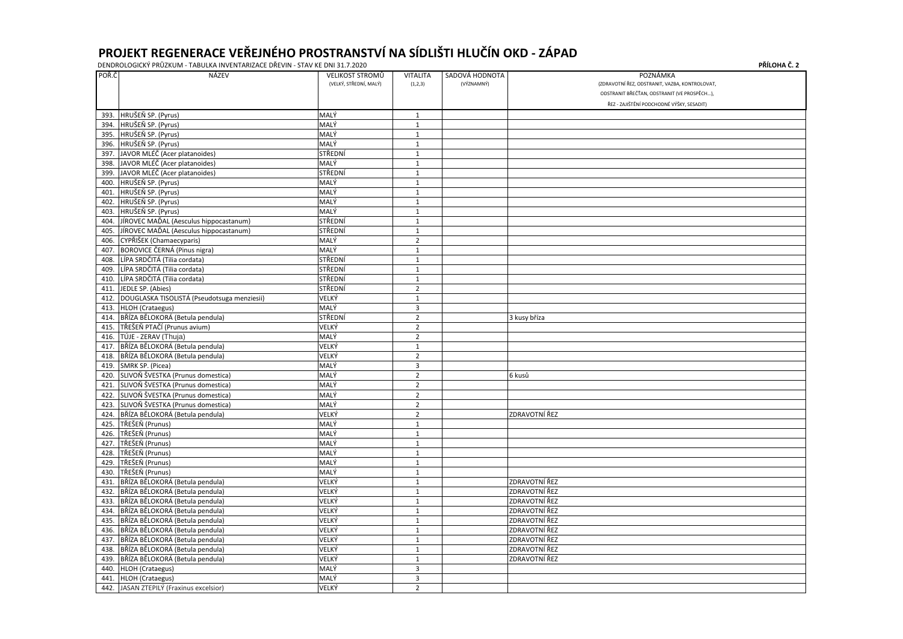# PROJEKT REGENERACE VEŘEJNÉHO PROSTRANSTVÍ NA SÍDLIŠTI HLUČÍN OKD - ZÁPAD

DENDROLOGICKÝ PRŮZKUM - TABULKA INVENTARIZACE DŘEVIN - STAV KE DNI 31.7.2020

**PŘÍLOHA Č. 2**

| POŘ.Č | NÁZEV | VELIKOST STROMŮ (VELKÝ, STŘEDNÍ, MALÝ) | VITALITA (1,2,3) | SADOVÁ HODNOTA (VÝZNAMNÝ) | POZNÁMKA (ZDRAVOTNÍ ŘEZ, ODSTRANIT, VAZBA, KONTROLOVAT, ODSTRANIT BŘEČŤAN, ODSTRANIT (VE PROSPĚCH...), ŘEZ - ZAJIŠTĚNÍ PODCHODNÉ VÝŠKY, SESADIT) |
|---|---|---|---|---|---|
| 393. | HRUŠEŇ SP. (Pyrus) | MALÝ | 1 | | |
| 394. | HRUŠEŇ SP. (Pyrus) | MALÝ | 1 | | |
| 395. | HRUŠEŇ SP. (Pyrus) | MALÝ | 1 | | |
| 396. | HRUŠEŇ SP. (Pyrus) | MALÝ | 1 | | |
| 397. | JAVOR MLÉČ (Acer platanoides) | STŘEDNÍ | 1 | | |
| 398. | JAVOR MLÉČ (Acer platanoides) | MALÝ | 1 | | |
| 399. | JAVOR MLÉČ (Acer platanoides) | STŘEDNÍ | 1 | | |
| 400. | HRUŠEŇ SP. (Pyrus) | MALÝ | 1 | | |
| 401. | HRUŠEŇ SP. (Pyrus) | MALÝ | 1 | | |
| 402. | HRUŠEŇ SP. (Pyrus) | MALÝ | 1 | | |
| 403. | HRUŠEŇ SP. (Pyrus) | MALÝ | 1 | | |
| 404. | JÍROVEC MAĎAL (Aesculus hippocastanum) | STŘEDNÍ | 1 | | |
| 405. | JÍROVEC MAĎAL (Aesculus hippocastanum) | STŘEDNÍ | 1 | | |
| 406. | CYPŘIŠEK (Chamaecyparis) | MALÝ | 2 | | |
| 407. | BOROVICE ČERNÁ (Pinus nigra) | MALÝ | 1 | | |
| 408. | LÍPA SRDČITÁ (Tilia cordata) | STŘEDNÍ | 1 | | |
| 409. | LÍPA SRDČITÁ (Tilia cordata) | STŘEDNÍ | 1 | | |
| 410. | LÍPA SRDČITÁ (Tilia cordata) | STŘEDNÍ | 1 | | |
| 411. | JEDLE SP. (Abies) | STŘEDNÍ | 2 | | |
| 412. | DOUGLASKA TISOLISTÁ (Pseudotsuga menziesii) | VELKÝ | 1 | | |
| 413. | HLOH (Crataegus) | MALÝ | 3 | | |
| 414. | BŘÍZA BĚLOKORÁ (Betula pendula) | STŘEDNÍ | 2 | | 3 kusy bříza |
| 415. | TŘEŠEŇ PTAČÍ (Prunus avium) | VELKÝ | 2 | | |
| 416. | TÚJE - ZERAV (Thuja) | MALÝ | 2 | | |
| 417. | BŘÍZA BĚLOKORÁ (Betula pendula) | VELKÝ | 1 | | |
| 418. | BŘÍZA BĚLOKORÁ (Betula pendula) | VELKÝ | 2 | | |
| 419. | SMRK SP. (Picea) | MALÝ | 3 | | |
| 420. | SLIVOŇ ŠVESTKA (Prunus domestica) | MALÝ | 2 | | 6 kusů |
| 421. | SLIVOŇ ŠVESTKA (Prunus domestica) | MALÝ | 2 | | |
| 422. | SLIVOŇ ŠVESTKA (Prunus domestica) | MALÝ | 2 | | |
| 423. | SLIVOŇ ŠVESTKA (Prunus domestica) | MALÝ | 2 | | |
| 424. | BŘÍZA BĚLOKORÁ (Betula pendula) | VELKÝ | 2 | | ZDRAVOTNÍ ŘEZ |
| 425. | TŘEŠEŇ (Prunus) | MALÝ | 1 | | |
| 426. | TŘEŠEŇ (Prunus) | MALÝ | 1 | | |
| 427. | TŘEŠEŇ (Prunus) | MALÝ | 1 | | |
| 428. | TŘEŠEŇ (Prunus) | MALÝ | 1 | | |
| 429. | TŘEŠEŇ (Prunus) | MALÝ | 1 | | |
| 430. | TŘEŠEŇ (Prunus) | MALÝ | 1 | | |
| 431. | BŘÍZA BĚLOKORÁ (Betula pendula) | VELKÝ | 1 | | ZDRAVOTNÍ ŘEZ |
| 432. | BŘÍZA BĚLOKORÁ (Betula pendula) | VELKÝ | 1 | | ZDRAVOTNÍ ŘEZ |
| 433. | BŘÍZA BĚLOKORÁ (Betula pendula) | VELKÝ | 1 | | ZDRAVOTNÍ ŘEZ |
| 434. | BŘÍZA BĚLOKORÁ (Betula pendula) | VELKÝ | 1 | | ZDRAVOTNÍ ŘEZ |
| 435. | BŘÍZA BĚLOKORÁ (Betula pendula) | VELKÝ | 1 | | ZDRAVOTNÍ ŘEZ |
| 436. | BŘÍZA BĚLOKORÁ (Betula pendula) | VELKÝ | 1 | | ZDRAVOTNÍ ŘEZ |
| 437. | BŘÍZA BĚLOKORÁ (Betula pendula) | VELKÝ | 1 | | ZDRAVOTNÍ ŘEZ |
| 438. | BŘÍZA BĚLOKORÁ (Betula pendula) | VELKÝ | 1 | | ZDRAVOTNÍ ŘEZ |
| 439. | BŘÍZA BĚLOKORÁ (Betula pendula) | VELKÝ | 1 | | ZDRAVOTNÍ ŘEZ |
| 440. | HLOH (Crataegus) | MALÝ | 3 | | |
| 441. | HLOH (Crataegus) | MALÝ | 3 | | |
| 442. | JASAN ZTEPILÝ (Fraxinus excelsior) | VELKÝ | 2 | | |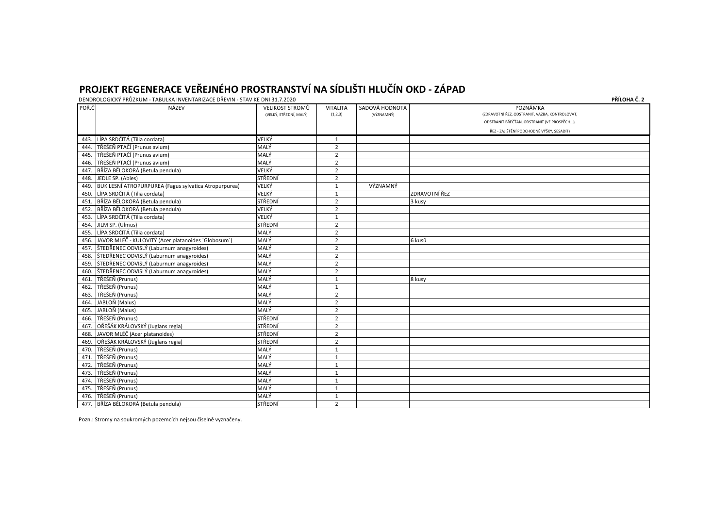# PROJEKT REGENERACE VEŘEJNÉHO PROSTRANSTVÍ NA SÍDLIŠTI HLUČÍN OKD - ZÁPAD

DENDROLOGICKÝ PRŮZKUM - TABULKA INVENTARIZACE DŘEVIN - STAV KE DNI 31.7.2020

**PŘÍLOHA Č. 2**

| POŘ.Č | NÁZEV | VELIKOST STROMŮ (VELKÝ, STŘEDNÍ, MALÝ) | VITALITA (1,2,3) | SADOVÁ HODNOTA (VÝZNAMNÝ) | POZNÁMKA (ZDRAVOTNÍ ŘEZ, ODSTRANIT, VAZBA, KONTROLOVAT, ODSTRANIT BŘEČŤAN, ODSTRANIT (VE PROSPĚCH...), ŘEZ - ZAJIŠTĚNÍ PODCHODNÉ VÝŠKY, SESADIT) |
|---|---|---|---|---|---|
| 443. | LÍPA SRDČITÁ (Tilia cordata) | VELKÝ | 1 | | |
| 444. | TŘEŠEŇ PTAČÍ (Prunus avium) | MALÝ | 2 | | |
| 445. | TŘEŠEŇ PTAČÍ (Prunus avium) | MALÝ | 2 | | |
| 446. | TŘEŠEŇ PTAČÍ (Prunus avium) | MALÝ | 2 | | |
| 447. | BŘÍZA BĚLOKORÁ (Betula pendula) | VELKÝ | 2 | | |
| 448. | JEDLE SP. (Abies) | STŘEDNÍ | 2 | | |
| 449. | BUK LESNÍ ATROPURPUREA (Fagus sylvatica Atropurpurea) | VELKÝ | 1 | VÝZNAMNÝ | |
| 450. | LÍPA SRDČITÁ (Tilia cordata) | VELKÝ | 1 | | ZDRAVOTNÍ ŘEZ |
| 451. | BŘÍZA BĚLOKORÁ (Betula pendula) | STŘEDNÍ | 2 | | 3 kusy |
| 452. | BŘÍZA BĚLOKORÁ (Betula pendula) | VELKÝ | 2 | | |
| 453. | LÍPA SRDČITÁ (Tilia cordata) | VELKÝ | 1 | | |
| 454. | JILM SP. (Ulmus) | STŘEDNÍ | 2 | | |
| 455. | LÍPA SRDČITÁ (Tilia cordata) | MALÝ | 2 | | |
| 456. | JAVOR MLÉČ - KULOVITÝ (Acer platanoides ´Globosum´) | MALÝ | 2 | | 6 kusů |
| 457. | ŠTEDŘENEC ODVISLÝ (Laburnum anagyroides) | MALÝ | 2 | | |
| 458. | ŠTEDŘENEC ODVISLÝ (Laburnum anagyroides) | MALÝ | 2 | | |
| 459. | ŠTEDŘENEC ODVISLÝ (Laburnum anagyroides) | MALÝ | 2 | | |
| 460. | ŠTEDŘENEC ODVISLÝ (Laburnum anagyroides) | MALÝ | 2 | | |
| 461. | TŘEŠEŇ (Prunus) | MALÝ | 1 | | 8 kusy |
| 462. | TŘEŠEŇ (Prunus) | MALÝ | 1 | | |
| 463. | TŘEŠEŇ (Prunus) | MALÝ | 2 | | |
| 464. | JABLOŇ (Malus) | MALÝ | 2 | | |
| 465. | JABLOŇ (Malus) | MALÝ | 2 | | |
| 466. | TŘEŠEŇ (Prunus) | STŘEDNÍ | 2 | | |
| 467. | OŘEŠÁK KRÁLOVSKÝ (Juglans regia) | STŘEDNÍ | 2 | | |
| 468. | JAVOR MLÉČ (Acer platanoides) | STŘEDNÍ | 2 | | |
| 469. | OŘEŠÁK KRÁLOVSKÝ (Juglans regia) | STŘEDNÍ | 2 | | |
| 470. | TŘEŠEŇ (Prunus) | MALÝ | 1 | | |
| 471. | TŘEŠEŇ (Prunus) | MALÝ | 1 | | |
| 472. | TŘEŠEŇ (Prunus) | MALÝ | 1 | | |
| 473. | TŘEŠEŇ (Prunus) | MALÝ | 1 | | |
| 474. | TŘEŠEŇ (Prunus) | MALÝ | 1 | | |
| 475. | TŘEŠEŇ (Prunus) | MALÝ | 1 | | |
| 476. | TŘEŠEŇ (Prunus) | MALÝ | 1 | | |
| 477. | BŘÍZA BĚLOKORÁ (Betula pendula) | STŘEDNÍ | 2 | | |

Pozn.: Stromy na soukromých pozemcích nejsou číselně vyznačeny.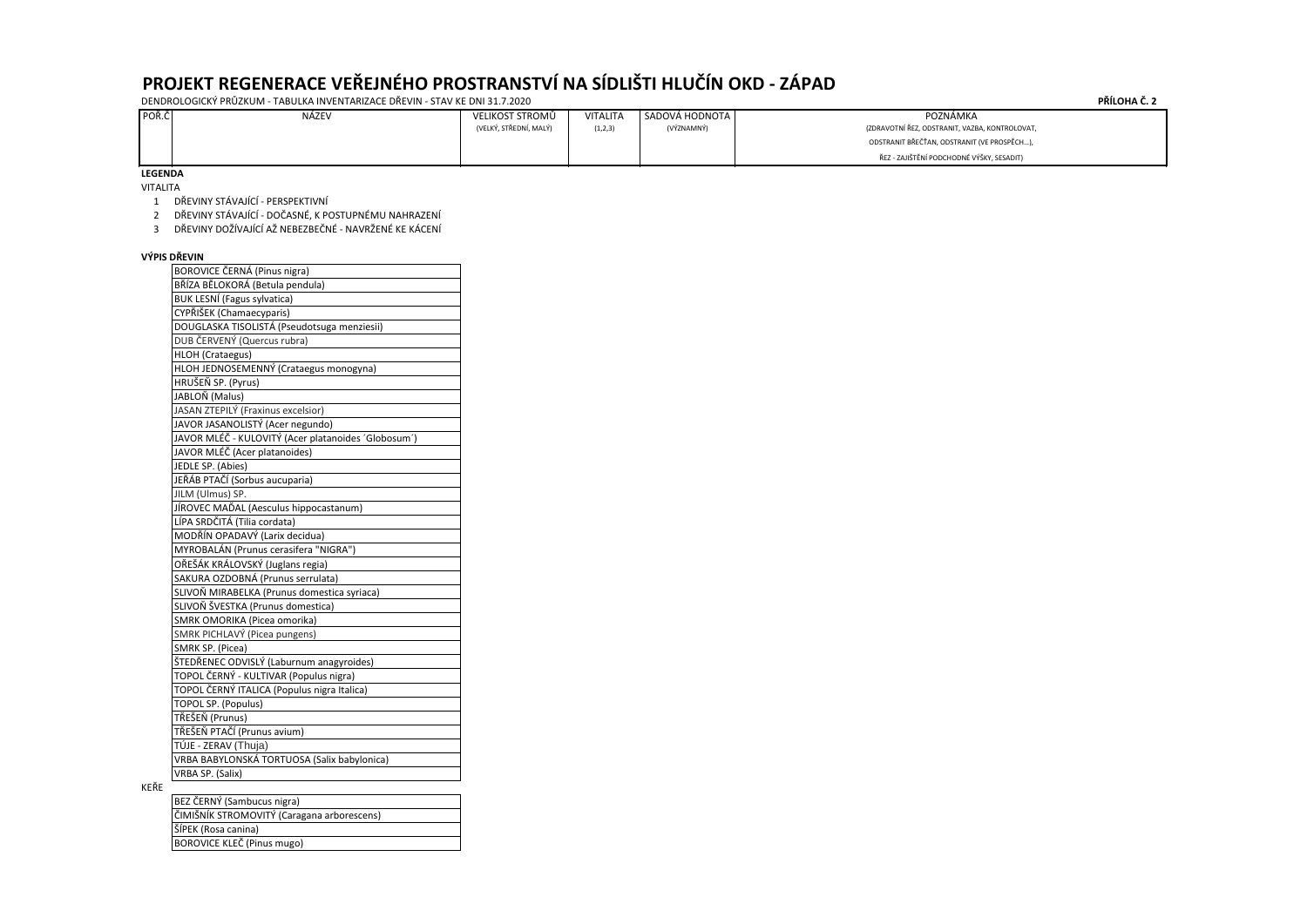# PROJEKT REGENERACE VEŘEJNÉHO PROSTRANSTVÍ NA SÍDLIŠTI HLUČÍN OKD - ZÁPAD

DENDROLOGICKÝ PRŮZKUM - TABULKA INVENTARIZACE DŘEVIN - STAV KE DNI 31.7.2020

**PŘÍLOHA Č. 2**

| POŘ.Č | NÁZEV | VELIKOST STROMŮ (VELKÝ, STŘEDNÍ, MALÝ) | VITALITA (1,2,3) | SADOVÁ HODNOTA (VÝZNAMNÝ) | POZNÁMKA (ZDRAVOTNÍ ŘEZ, ODSTRANIT, VAZBA, KONTROLOVAT, ODSTRANIT BŘEČŤAN, ODSTRANIT (VE PROSPĚCH...), ŘEZ - ZAJIŠTĚNÍ PODCHODNÉ VÝŠKY, SESADIT) |
|---|---|---|---|---|---|

**LEGENDA**

VITALITA

1. DŘEVINY STÁVAJÍCÍ - PERSPEKTIVNÍ
2. DŘEVINY STÁVAJÍCÍ - DOČASNÉ, K POSTUPNÉMU NAHRAZENÍ
3. DŘEVINY DOŽÍVAJÍCÍ AŽ NEBEZBEČNÉ - NAVRŽENÉ KE KÁCENÍ

**VÝPIS DŘEVIN**

| |
|---|
| BOROVICE ČERNÁ (Pinus nigra) |
| BŘÍZA BĚLOKORÁ (Betula pendula) |
| BUK LESNÍ (Fagus sylvatica) |
| CYPŘIŠEK (Chamaecyparis) |
| DOUGLASKA TISOLISTÁ (Pseudotsuga menziesii) |
| DUB ČERVENÝ (Quercus rubra) |
| HLOH (Crataegus) |
| HLOH JEDNOSEMENNÝ (Crataegus monogyna) |
| HRUŠEŇ SP. (Pyrus) |
| JABLOŇ (Malus) |
| JASAN ZTEPILÝ (Fraxinus excelsior) |
| JAVOR JASANOLISTÝ (Acer negundo) |
| JAVOR MLÉČ - KULOVITÝ (Acer platanoides ´Globosum´) |
| JAVOR MLÉČ (Acer platanoides) |
| JEDLE SP. (Abies) |
| JEŘÁB PTAČÍ (Sorbus aucuparia) |
| JILM (Ulmus) SP. |
| JÍROVEC MAĎAL (Aesculus hippocastanum) |
| LÍPA SRDČITÁ (Tilia cordata) |
| MODŘÍN OPADAVÝ (Larix decidua) |
| MYROBALÁN (Prunus cerasifera "NIGRA") |
| OŘEŠÁK KRÁLOVSKÝ (Juglans regia) |
| SAKURA OZDOBNÁ (Prunus serrulata) |
| SLIVOŇ MIRABELKA (Prunus domestica syriaca) |
| SLIVOŇ ŠVESTKA (Prunus domestica) |
| SMRK OMORIKA (Picea omorika) |
| SMRK PICHLAVÝ (Picea pungens) |
| SMRK SP. (Picea) |
| ŠTEDŘENEC ODVISLÝ (Laburnum anagyroides) |
| TOPOL ČERNÝ - KULTIVAR (Populus nigra) |
| TOPOL ČERNÝ ITALICA (Populus nigra Italica) |
| TOPOL SP. (Populus) |
| TŘEŠEŇ (Prunus) |
| TŘEŠEŇ PTAČÍ (Prunus avium) |
| TÚJE - ZERAV (Thuja) |
| VRBA BABYLONSKÁ TORTUOSA (Salix babylonica) |
| VRBA SP. (Salix) |

KEŘE

| |
|---|
| BEZ ČERNÝ (Sambucus nigra) |
| ČIMIŠNÍK STROMOVITÝ (Caragana arborescens) |
| ŠÍPEK (Rosa canina) |
| BOROVICE KLEČ (Pinus mugo) |